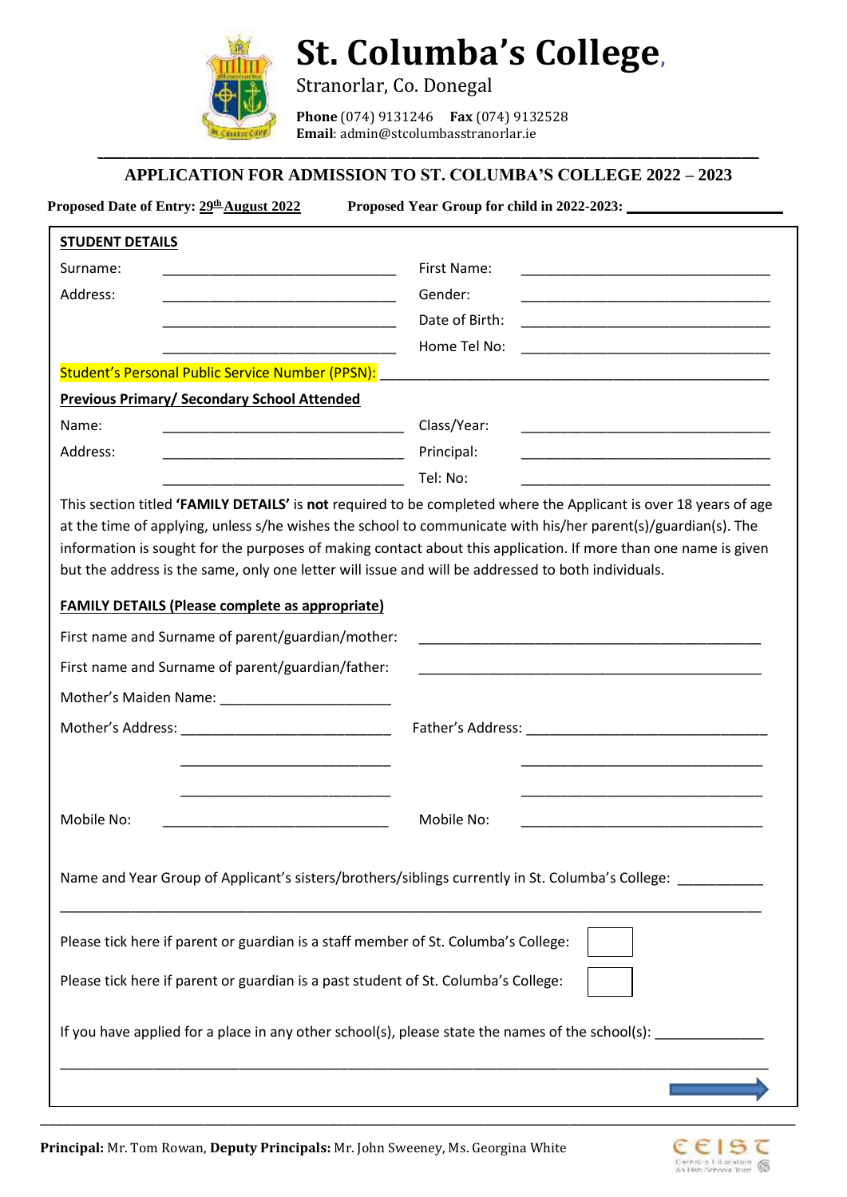# St. Columba's College,

Stranorlar, Co. Donegal

**Phone** (074) 9131246 **Fax** (074) 9132528
**Email**: admin@stcolumbasstranorlar.ie

## APPLICATION FOR ADMISSION TO ST. COLUMBA'S COLLEGE 2022 – 2023

**Proposed Date of Entry: 29th August 2022** **Proposed Year Group for child in 2022-2023:** ____________________

**STUDENT DETAILS**

Surname: ______________________________ First Name: ______________________________

Address: ______________________________ Gender: ______________________________

______________________________ Date of Birth: ______________________________

______________________________ Home Tel No: ______________________________

Student's Personal Public Service Number (PPSN): ______________________________

**Previous Primary/ Secondary School Attended**

Name: ______________________________ Class/Year: ______________________________

Address: ______________________________ Principal: ______________________________

______________________________ Tel: No: ______________________________

This section titled **'FAMILY DETAILS'** is **not** required to be completed where the Applicant is over 18 years of age at the time of applying, unless s/he wishes the school to communicate with his/her parent(s)/guardian(s). The information is sought for the purposes of making contact about this application. If more than one name is given but the address is the same, only one letter will issue and will be addressed to both individuals.

**FAMILY DETAILS (Please complete as appropriate)**

First name and Surname of parent/guardian/mother: ______________________________

First name and Surname of parent/guardian/father: ______________________________

Mother's Maiden Name: ______________________

Mother's Address: ___________________________ Father's Address: ______________________________

___________________________ ______________________________

___________________________ ______________________________

Mobile No: ______________________________ Mobile No: ______________________________

Name and Year Group of Applicant's sisters/brothers/siblings currently in St. Columba's College: ___________

______________________________________________________________________________

Please tick here if parent or guardian is a staff member of St. Columba's College: ☐

Please tick here if parent or guardian is a past student of St. Columba's College: ☐

If you have applied for a place in any other school(s), please state the names of the school(s): ______________

______________________________________________________________________________

**Principal:** Mr. Tom Rowan, **Deputy Principals:** Mr. John Sweeney, Ms. Georgina White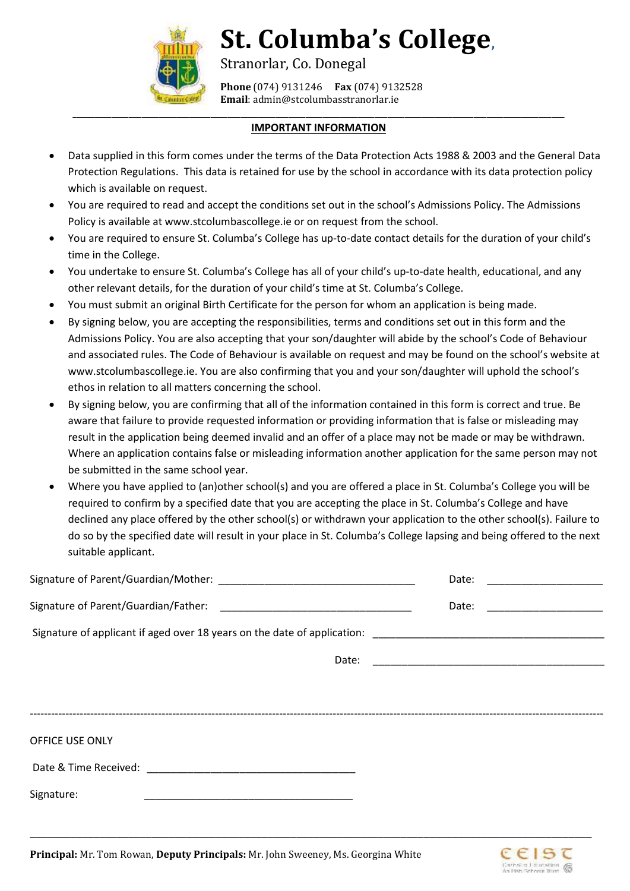# St. Columba's College,

Stranorlar, Co. Donegal

**Phone** (074) 9131246 **Fax** (074) 9132528
**Email**: admin@stcolumbasstranorlar.ie

## IMPORTANT INFORMATION

- Data supplied in this form comes under the terms of the Data Protection Acts 1988 & 2003 and the General Data Protection Regulations. This data is retained for use by the school in accordance with its data protection policy which is available on request.
- You are required to read and accept the conditions set out in the school's Admissions Policy. The Admissions Policy is available at www.stcolumbascollege.ie or on request from the school.
- You are required to ensure St. Columba's College has up-to-date contact details for the duration of your child's time in the College.
- You undertake to ensure St. Columba's College has all of your child's up-to-date health, educational, and any other relevant details, for the duration of your child's time at St. Columba's College.
- You must submit an original Birth Certificate for the person for whom an application is being made.
- By signing below, you are accepting the responsibilities, terms and conditions set out in this form and the Admissions Policy. You are also accepting that your son/daughter will abide by the school's Code of Behaviour and associated rules. The Code of Behaviour is available on request and may be found on the school's website at www.stcolumbascollege.ie. You are also confirming that you and your son/daughter will uphold the school's ethos in relation to all matters concerning the school.
- By signing below, you are confirming that all of the information contained in this form is correct and true. Be aware that failure to provide requested information or providing information that is false or misleading may result in the application being deemed invalid and an offer of a place may not be made or may be withdrawn. Where an application contains false or misleading information another application for the same person may not be submitted in the same school year.
- Where you have applied to (an)other school(s) and you are offered a place in St. Columba's College you will be required to confirm by a specified date that you are accepting the place in St. Columba's College and have declined any place offered by the other school(s) or withdrawn your application to the other school(s). Failure to do so by the specified date will result in your place in St. Columba's College lapsing and being offered to the next suitable applicant.

Signature of Parent/Guardian/Mother: ________________________________ Date: ____________________

Signature of Parent/Guardian/Father: ________________________________ Date: ____________________

Signature of applicant if aged over 18 years on the date of application: ________________________________________

Date: ________________________________________

---

OFFICE USE ONLY

Date & Time Received: ____________________________________

Signature: ____________________________________

---

**Principal:** Mr. Tom Rowan, **Deputy Principals:** Mr. John Sweeney, Ms. Georgina White